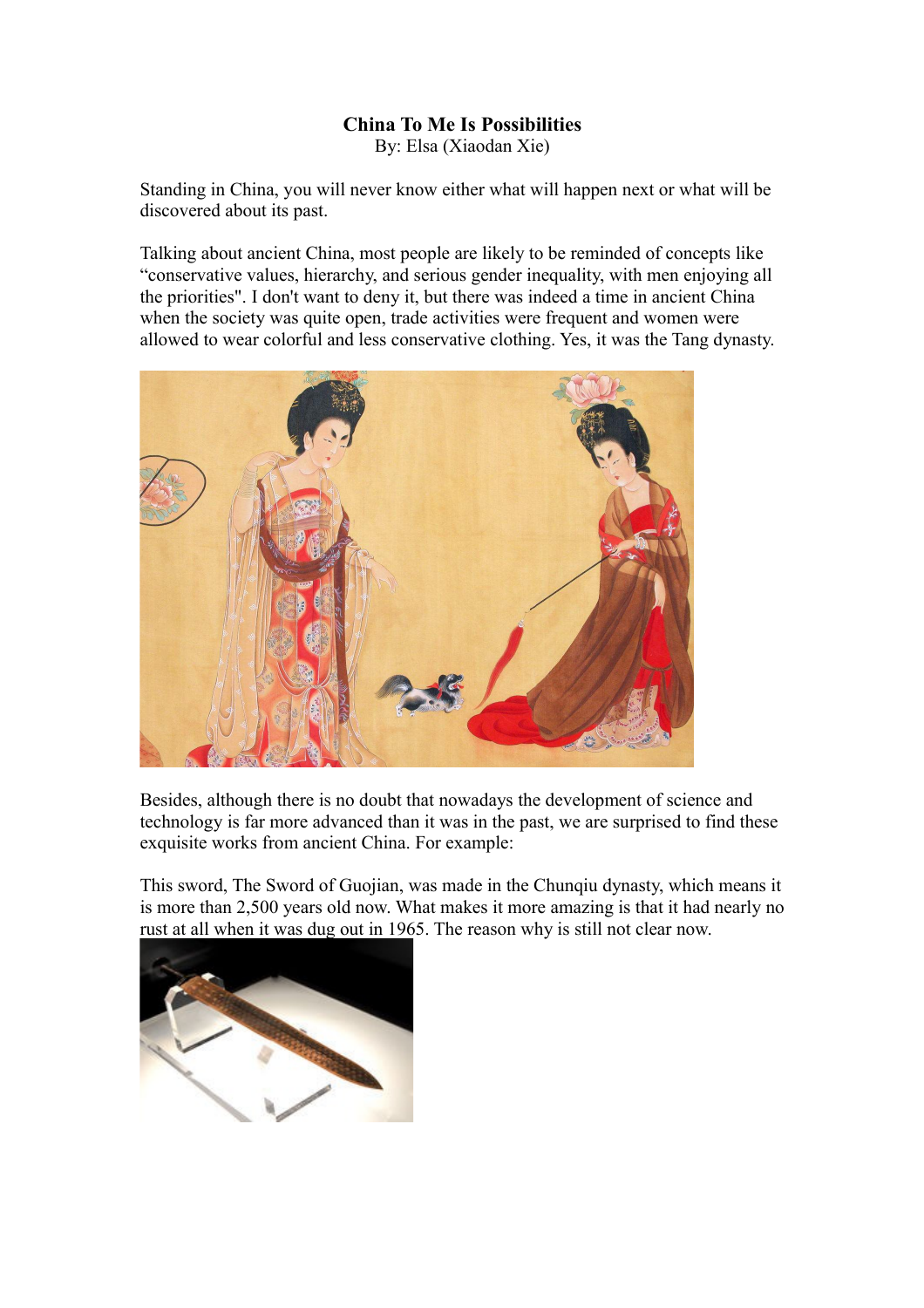# China To Me Is Possibilities

By: Elsa (Xiaodan Xie)

Standing in China, you will never know either what will happen next or what will be discovered about its past.

Talking about ancient China, most people are likely to be reminded of concepts like "conservative values, hierarchy, and serious gender inequality, with men enjoying all the priorities". I don't want to deny it, but there was indeed a time in ancient China when the society was quite open, trade activities were frequent and women were allowed to wear colorful and less conservative clothing. Yes, it was the Tang dynasty.

Besides, although there is no doubt that nowadays the development of science and technology is far more advanced than it was in the past, we are surprised to find these exquisite works from ancient China. For example:

This sword, The Sword of Guojian, was made in the Chunqiu dynasty, which means it is more than 2,500 years old now. What makes it more amazing is that it had nearly no rust at all when it was dug out in 1965. The reason why is still not clear now.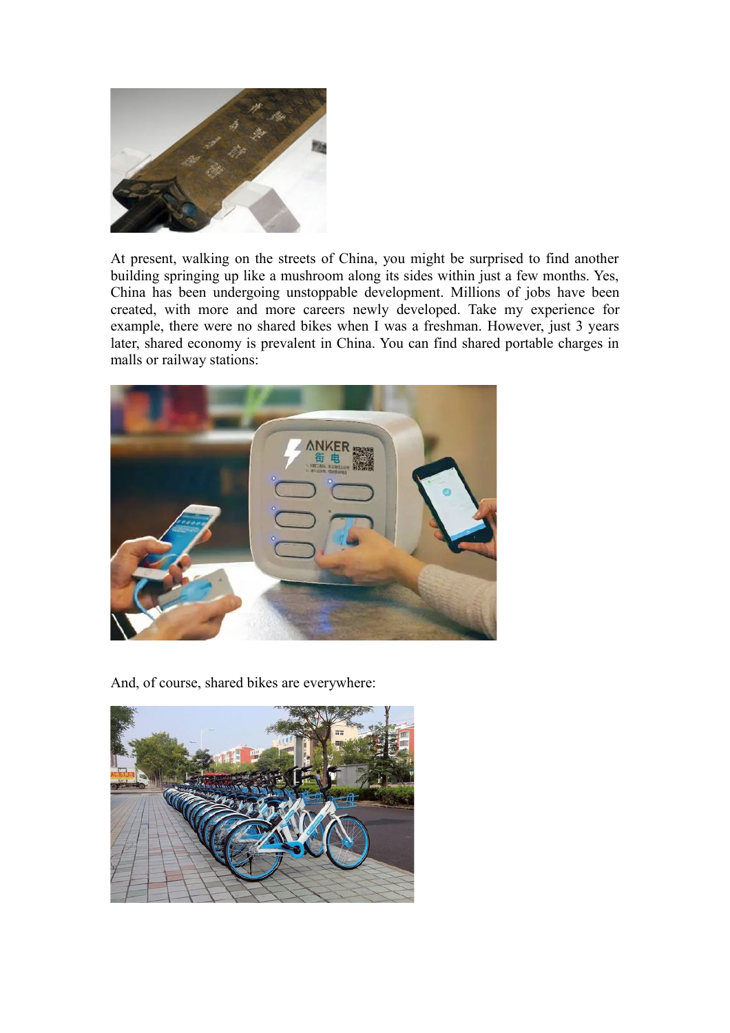At present, walking on the streets of China, you might be surprised to find another building springing up like a mushroom along its sides within just a few months. Yes, China has been undergoing unstoppable development. Millions of jobs have been created, with more and more careers newly developed. Take my experience for example, there were no shared bikes when I was a freshman. However, just 3 years later, shared economy is prevalent in China. You can find shared portable charges in malls or railway stations:

And, of course, shared bikes are everywhere: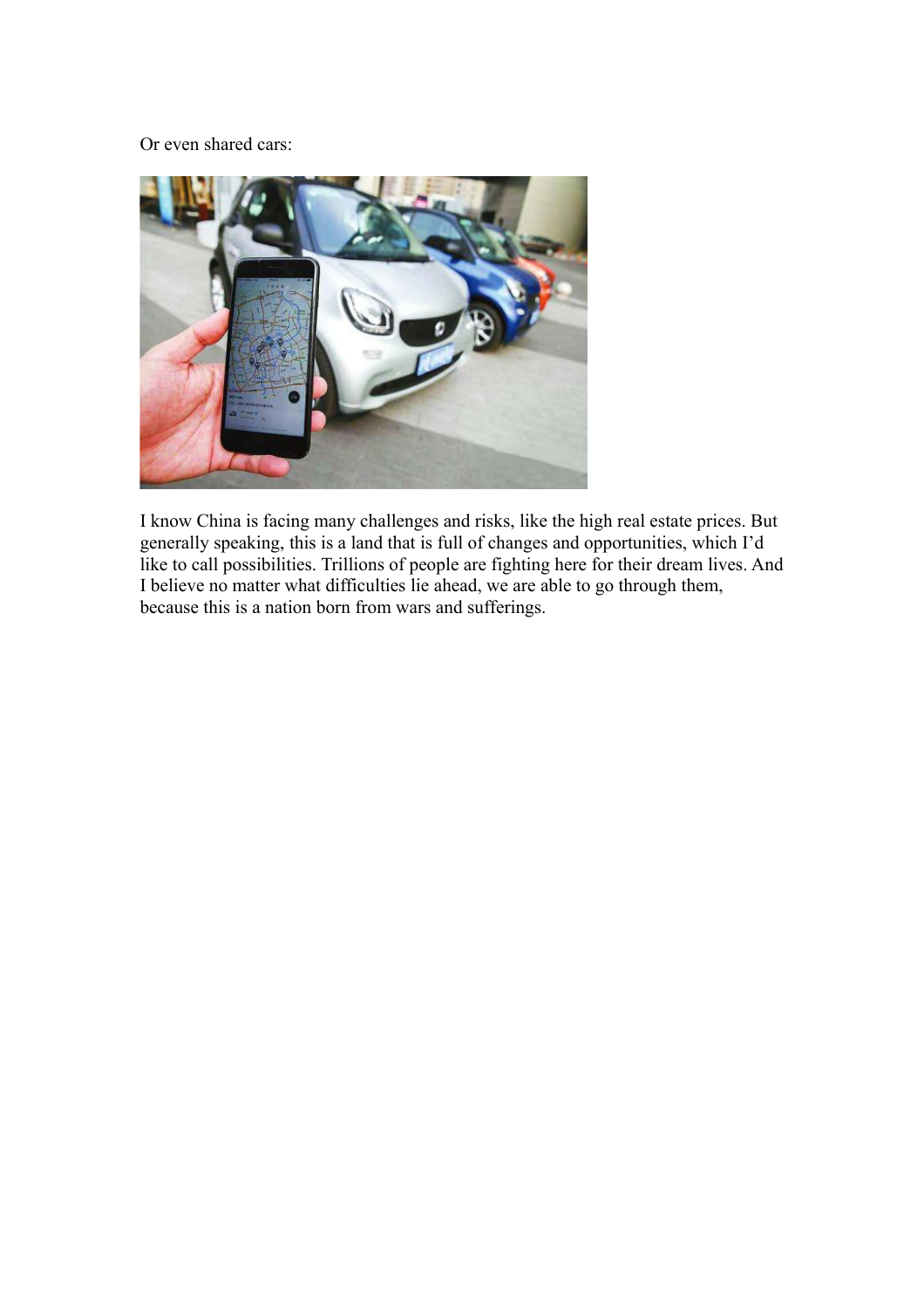Or even shared cars:

I know China is facing many challenges and risks, like the high real estate prices. But generally speaking, this is a land that is full of changes and opportunities, which I'd like to call possibilities. Trillions of people are fighting here for their dream lives. And I believe no matter what difficulties lie ahead, we are able to go through them, because this is a nation born from wars and sufferings.